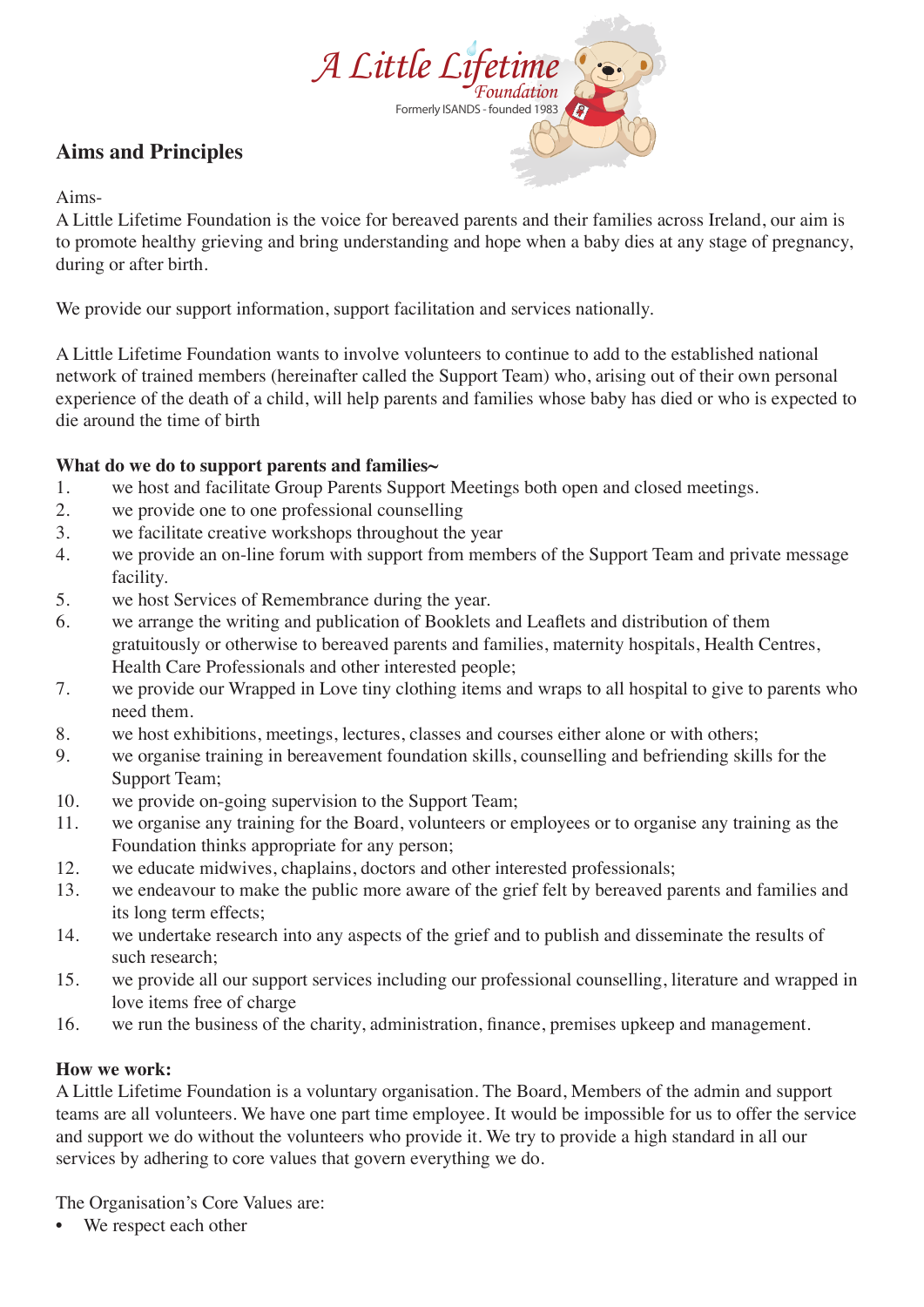A Little Lifetime Foundation

Formerly ISANDS - founded 1983

## Aims and Principles

Aims-

A Little Lifetime Foundation is the voice for bereaved parents and their families across Ireland, our aim is to promote healthy grieving and bring understanding and hope when a baby dies at any stage of pregnancy, during or after birth.

We provide our support information, support facilitation and services nationally.

A Little Lifetime Foundation wants to involve volunteers to continue to add to the established national network of trained members (hereinafter called the Support Team) who, arising out of their own personal experience of the death of a child, will help parents and families whose baby has died or who is expected to die around the time of birth

**What do we do to support parents and families~**

1. we host and facilitate Group Parents Support Meetings both open and closed meetings.
2. we provide one to one professional counselling
3. we facilitate creative workshops throughout the year
4. we provide an on-line forum with support from members of the Support Team and private message facility.
5. we host Services of Remembrance during the year.
6. we arrange the writing and publication of Booklets and Leaflets and distribution of them gratuitously or otherwise to bereaved parents and families, maternity hospitals, Health Centres, Health Care Professionals and other interested people;
7. we provide our Wrapped in Love tiny clothing items and wraps to all hospital to give to parents who need them.
8. we host exhibitions, meetings, lectures, classes and courses either alone or with others;
9. we organise training in bereavement foundation skills, counselling and befriending skills for the Support Team;
10. we provide on-going supervision to the Support Team;
11. we organise any training for the Board, volunteers or employees or to organise any training as the Foundation thinks appropriate for any person;
12. we educate midwives, chaplains, doctors and other interested professionals;
13. we endeavour to make the public more aware of the grief felt by bereaved parents and families and its long term effects;
14. we undertake research into any aspects of the grief and to publish and disseminate the results of such research;
15. we provide all our support services including our professional counselling, literature and wrapped in love items free of charge
16. we run the business of the charity, administration, finance, premises upkeep and management.

**How we work:**

A Little Lifetime Foundation is a voluntary organisation. The Board, Members of the admin and support teams are all volunteers. We have one part time employee. It would be impossible for us to offer the service and support we do without the volunteers who provide it. We try to provide a high standard in all our services by adhering to core values that govern everything we do.

The Organisation's Core Values are:

- We respect each other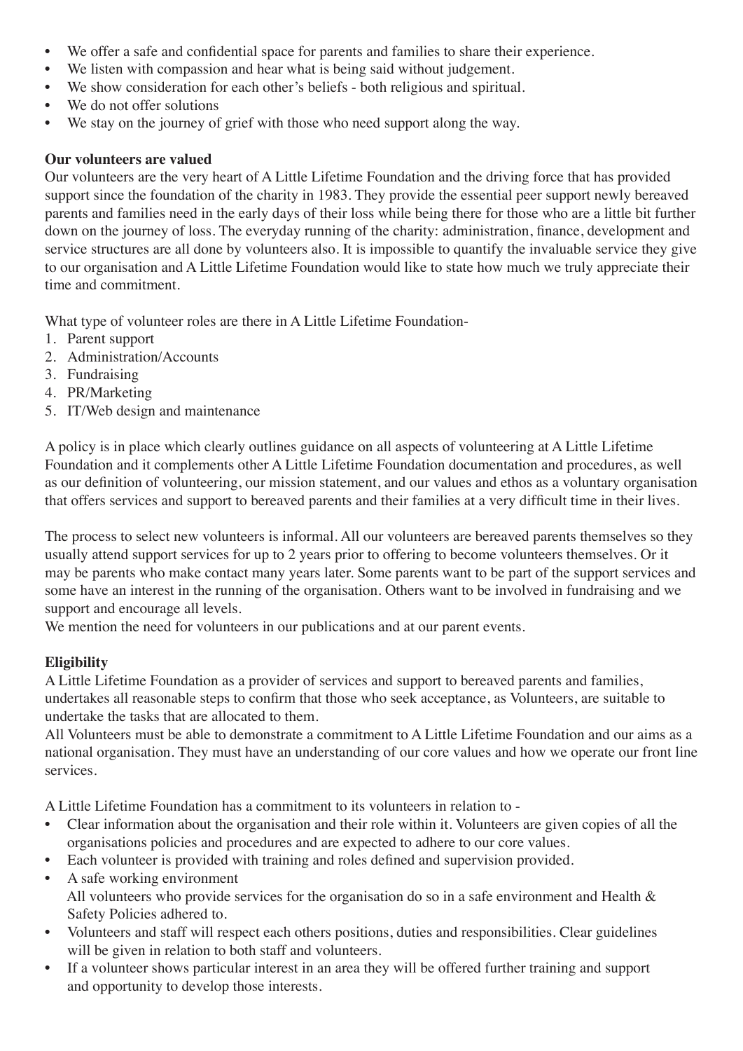- We offer a safe and confidential space for parents and families to share their experience.
- We listen with compassion and hear what is being said without judgement.
- We show consideration for each other's beliefs - both religious and spiritual.
- We do not offer solutions
- We stay on the journey of grief with those who need support along the way.

**Our volunteers are valued**

Our volunteers are the very heart of A Little Lifetime Foundation and the driving force that has provided support since the foundation of the charity in 1983. They provide the essential peer support newly bereaved parents and families need in the early days of their loss while being there for those who are a little bit further down on the journey of loss. The everyday running of the charity: administration, finance, development and service structures are all done by volunteers also. It is impossible to quantify the invaluable service they give to our organisation and A Little Lifetime Foundation would like to state how much we truly appreciate their time and commitment.

What type of volunteer roles are there in A Little Lifetime Foundation-

1. Parent support
2. Administration/Accounts
3. Fundraising
4. PR/Marketing
5. IT/Web design and maintenance

A policy is in place which clearly outlines guidance on all aspects of volunteering at A Little Lifetime Foundation and it complements other A Little Lifetime Foundation documentation and procedures, as well as our definition of volunteering, our mission statement, and our values and ethos as a voluntary organisation that offers services and support to bereaved parents and their families at a very difficult time in their lives.

The process to select new volunteers is informal. All our volunteers are bereaved parents themselves so they usually attend support services for up to 2 years prior to offering to become volunteers themselves. Or it may be parents who make contact many years later. Some parents want to be part of the support services and some have an interest in the running of the organisation. Others want to be involved in fundraising and we support and encourage all levels.

We mention the need for volunteers in our publications and at our parent events.

**Eligibility**

A Little Lifetime Foundation as a provider of services and support to bereaved parents and families, undertakes all reasonable steps to confirm that those who seek acceptance, as Volunteers, are suitable to undertake the tasks that are allocated to them.

All Volunteers must be able to demonstrate a commitment to A Little Lifetime Foundation and our aims as a national organisation. They must have an understanding of our core values and how we operate our front line services.

A Little Lifetime Foundation has a commitment to its volunteers in relation to -

- Clear information about the organisation and their role within it. Volunteers are given copies of all the organisations policies and procedures and are expected to adhere to our core values.
- Each volunteer is provided with training and roles defined and supervision provided.
- A safe working environment
  All volunteers who provide services for the organisation do so in a safe environment and Health & Safety Policies adhered to.
- Volunteers and staff will respect each others positions, duties and responsibilities. Clear guidelines will be given in relation to both staff and volunteers.
- If a volunteer shows particular interest in an area they will be offered further training and support and opportunity to develop those interests.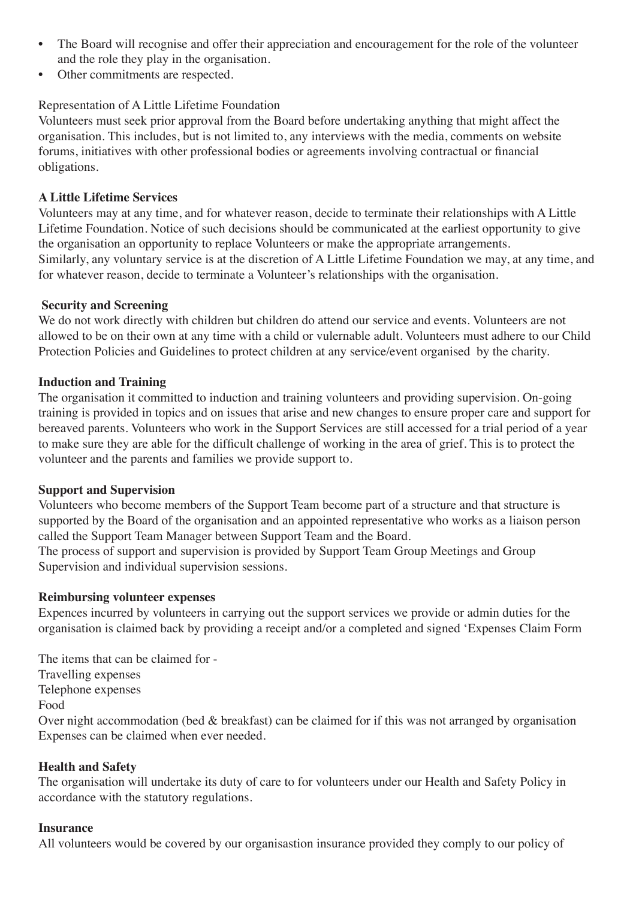- The Board will recognise and offer their appreciation and encouragement for the role of the volunteer and the role they play in the organisation.
- Other commitments are respected.

Representation of A Little Lifetime Foundation
Volunteers must seek prior approval from the Board before undertaking anything that might affect the organisation. This includes, but is not limited to, any interviews with the media, comments on website forums, initiatives with other professional bodies or agreements involving contractual or financial obligations.

**A Little Lifetime Services**
Volunteers may at any time, and for whatever reason, decide to terminate their relationships with A Little Lifetime Foundation. Notice of such decisions should be communicated at the earliest opportunity to give the organisation an opportunity to replace Volunteers or make the appropriate arrangements.
Similarly, any voluntary service is at the discretion of A Little Lifetime Foundation we may, at any time, and for whatever reason, decide to terminate a Volunteer's relationships with the organisation.

**Security and Screening**
We do not work directly with children but children do attend our service and events. Volunteers are not allowed to be on their own at any time with a child or vulnerable adult. Volunteers must adhere to our Child Protection Policies and Guidelines to protect children at any service/event organised by the charity.

**Induction and Training**
The organisation it committed to induction and training volunteers and providing supervision. On-going training is provided in topics and on issues that arise and new changes to ensure proper care and support for bereaved parents. Volunteers who work in the Support Services are still accessed for a trial period of a year to make sure they are able for the difficult challenge of working in the area of grief. This is to protect the volunteer and the parents and families we provide support to.

**Support and Supervision**
Volunteers who become members of the Support Team become part of a structure and that structure is supported by the Board of the organisation and an appointed representative who works as a liaison person called the Support Team Manager between Support Team and the Board.
The process of support and supervision is provided by Support Team Group Meetings and Group Supervision and individual supervision sessions.

**Reimbursing volunteer expenses**
Expences incurred by volunteers in carrying out the support services we provide or admin duties for the organisation is claimed back by providing a receipt and/or a completed and signed 'Expenses Claim Form

The items that can be claimed for -
Travelling expenses
Telephone expenses
Food
Over night accommodation (bed & breakfast) can be claimed for if this was not arranged by organisation
Expenses can be claimed when ever needed.

**Health and Safety**
The organisation will undertake its duty of care to for volunteers under our Health and Safety Policy in accordance with the statutory regulations.

**Insurance**
All volunteers would be covered by our organisastion insurance provided they comply to our policy of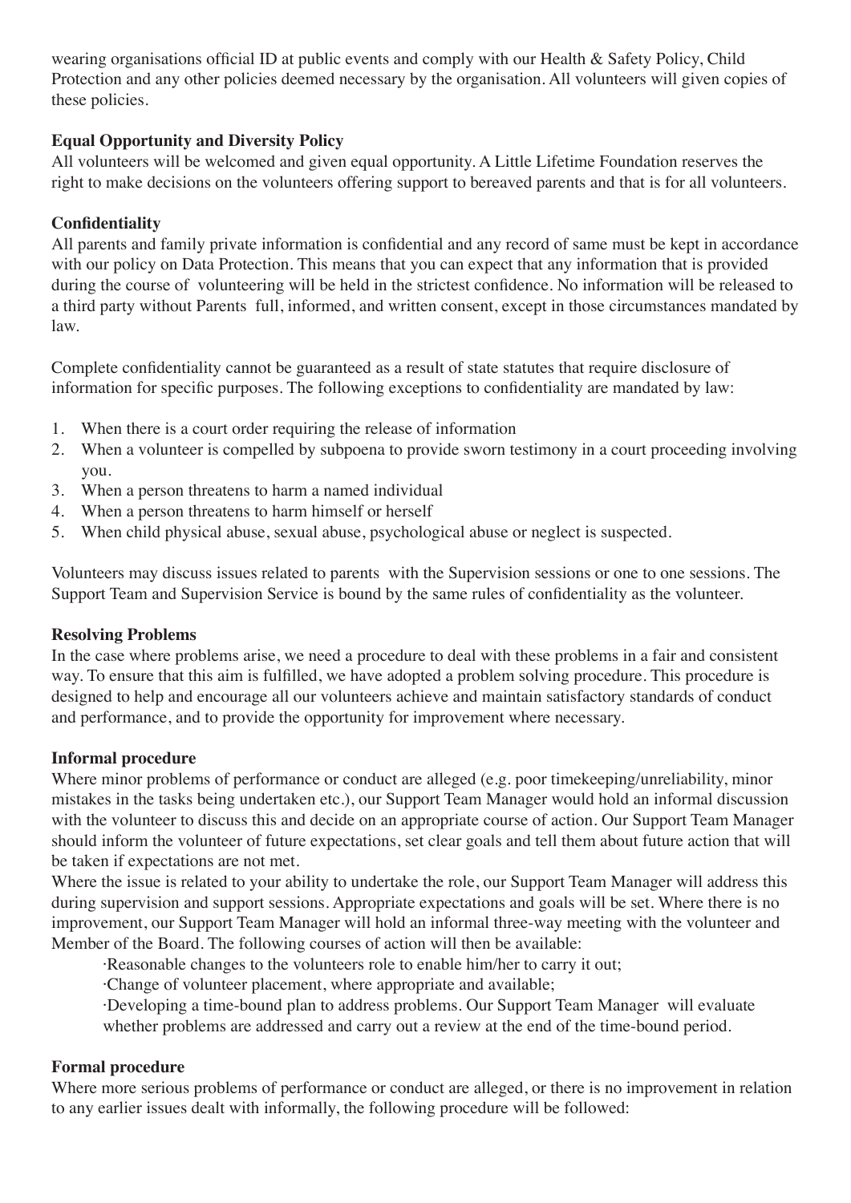wearing organisations official ID at public events and comply with our Health & Safety Policy, Child Protection and any other policies deemed necessary by the organisation. All volunteers will given copies of these policies.

**Equal Opportunity and Diversity Policy**

All volunteers will be welcomed and given equal opportunity. A Little Lifetime Foundation reserves the right to make decisions on the volunteers offering support to bereaved parents and that is for all volunteers.

**Confidentiality**

All parents and family private information is confidential and any record of same must be kept in accordance with our policy on Data Protection. This means that you can expect that any information that is provided during the course of volunteering will be held in the strictest confidence. No information will be released to a third party without Parents full, informed, and written consent, except in those circumstances mandated by law.

Complete confidentiality cannot be guaranteed as a result of state statutes that require disclosure of information for specific purposes. The following exceptions to confidentiality are mandated by law:

1. When there is a court order requiring the release of information
2. When a volunteer is compelled by subpoena to provide sworn testimony in a court proceeding involving you.
3. When a person threatens to harm a named individual
4. When a person threatens to harm himself or herself
5. When child physical abuse, sexual abuse, psychological abuse or neglect is suspected.

Volunteers may discuss issues related to parents with the Supervision sessions or one to one sessions. The Support Team and Supervision Service is bound by the same rules of confidentiality as the volunteer.

**Resolving Problems**

In the case where problems arise, we need a procedure to deal with these problems in a fair and consistent way. To ensure that this aim is fulfilled, we have adopted a problem solving procedure. This procedure is designed to help and encourage all our volunteers achieve and maintain satisfactory standards of conduct and performance, and to provide the opportunity for improvement where necessary.

**Informal procedure**

Where minor problems of performance or conduct are alleged (e.g. poor timekeeping/unreliability, minor mistakes in the tasks being undertaken etc.), our Support Team Manager would hold an informal discussion with the volunteer to discuss this and decide on an appropriate course of action. Our Support Team Manager should inform the volunteer of future expectations, set clear goals and tell them about future action that will be taken if expectations are not met.

Where the issue is related to your ability to undertake the role, our Support Team Manager will address this during supervision and support sessions. Appropriate expectations and goals will be set. Where there is no improvement, our Support Team Manager will hold an informal three-way meeting with the volunteer and Member of the Board. The following courses of action will then be available:

- Reasonable changes to the volunteers role to enable him/her to carry it out;
- Change of volunteer placement, where appropriate and available;
- Developing a time-bound plan to address problems. Our Support Team Manager will evaluate whether problems are addressed and carry out a review at the end of the time-bound period.

**Formal procedure**

Where more serious problems of performance or conduct are alleged, or there is no improvement in relation to any earlier issues dealt with informally, the following procedure will be followed: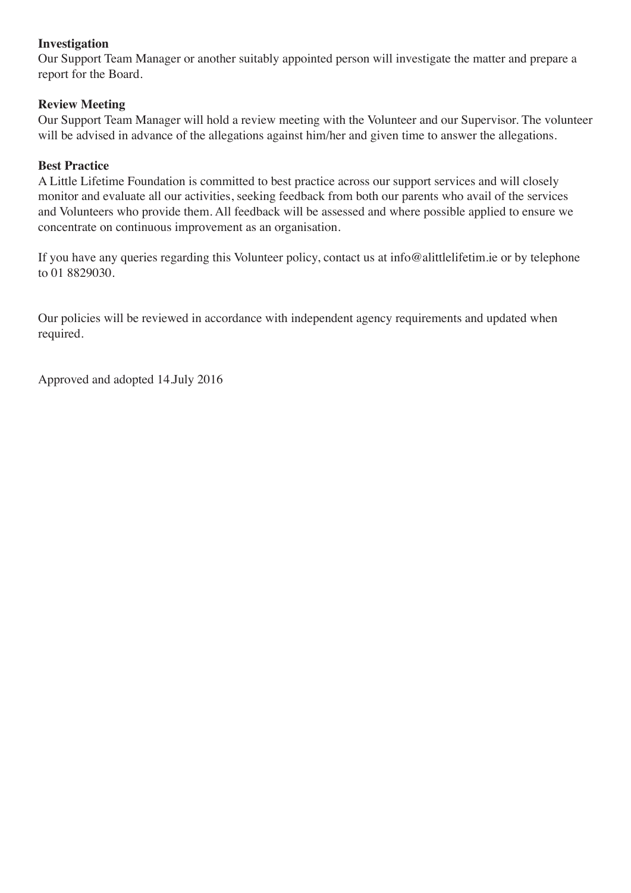**Investigation**
Our Support Team Manager or another suitably appointed person will investigate the matter and prepare a report for the Board.

**Review Meeting**
Our Support Team Manager will hold a review meeting with the Volunteer and our Supervisor. The volunteer will be advised in advance of the allegations against him/her and given time to answer the allegations.

**Best Practice**
A Little Lifetime Foundation is committed to best practice across our support services and will closely monitor and evaluate all our activities, seeking feedback from both our parents who avail of the services and Volunteers who provide them. All feedback will be assessed and where possible applied to ensure we concentrate on continuous improvement as an organisation.

If you have any queries regarding this Volunteer policy, contact us at info@alittlelifetim.ie or by telephone to 01 8829030.

Our policies will be reviewed in accordance with independent agency requirements and updated when required.

Approved and adopted 14.July 2016